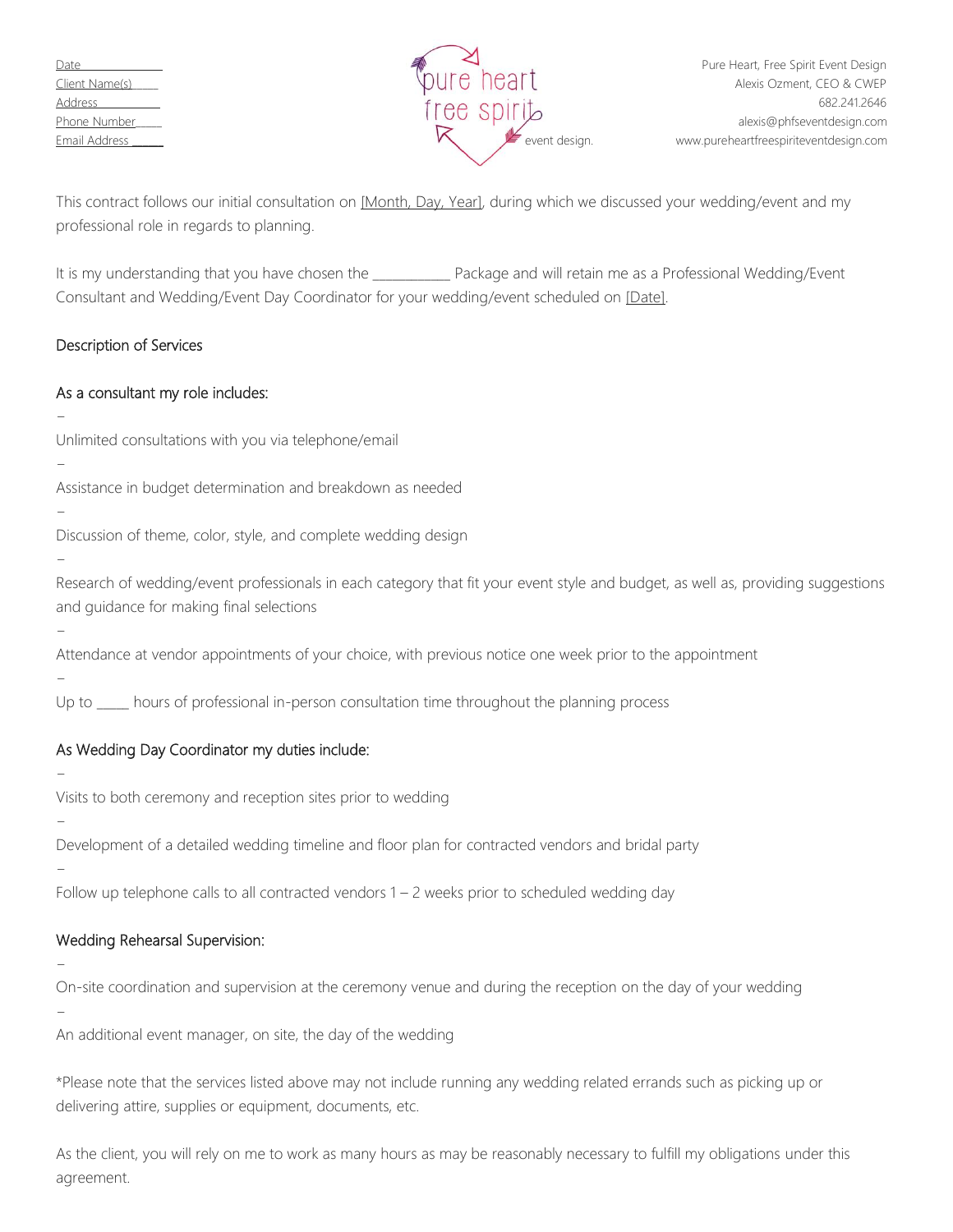Date \_\_\_\_\_\_\_\_\_\_\_\_\_
Client Name(s) \_\_\_\_
Address \_\_\_\_\_\_\_\_\_\_
Phone Number \_\_\_\_
Email Address \_\_\_\_\_

pure heart free spirit event design.

Pure Heart, Free Spirit Event Design
Alexis Ozment, CEO & CWEP
682.241.2646
alexis@phfseventdesign.com
www.pureheartfreespiriteventdesign.com

This contract follows our initial consultation on [Month, Day, Year], during which we discussed your wedding/event and my professional role in regards to planning.

It is my understanding that you have chosen the \_\_\_\_\_\_\_\_\_\_ Package and will retain me as a Professional Wedding/Event Consultant and Wedding/Event Day Coordinator for your wedding/event scheduled on [Date].

## Description of Services

### As a consultant my role includes:

- Unlimited consultations with you via telephone/email
- Assistance in budget determination and breakdown as needed
- Discussion of theme, color, style, and complete wedding design
- Research of wedding/event professionals in each category that fit your event style and budget, as well as, providing suggestions and guidance for making final selections
- Attendance at vendor appointments of your choice, with previous notice one week prior to the appointment
- Up to \_\_\_\_ hours of professional in-person consultation time throughout the planning process

### As Wedding Day Coordinator my duties include:

- Visits to both ceremony and reception sites prior to wedding
- Development of a detailed wedding timeline and floor plan for contracted vendors and bridal party
- Follow up telephone calls to all contracted vendors 1 – 2 weeks prior to scheduled wedding day

### Wedding Rehearsal Supervision:

- On-site coordination and supervision at the ceremony venue and during the reception on the day of your wedding
- An additional event manager, on site, the day of the wedding

*Please note that the services listed above may not include running any wedding related errands such as picking up or delivering attire, supplies or equipment, documents, etc.

As the client, you will rely on me to work as many hours as may be reasonably necessary to fulfill my obligations under this agreement.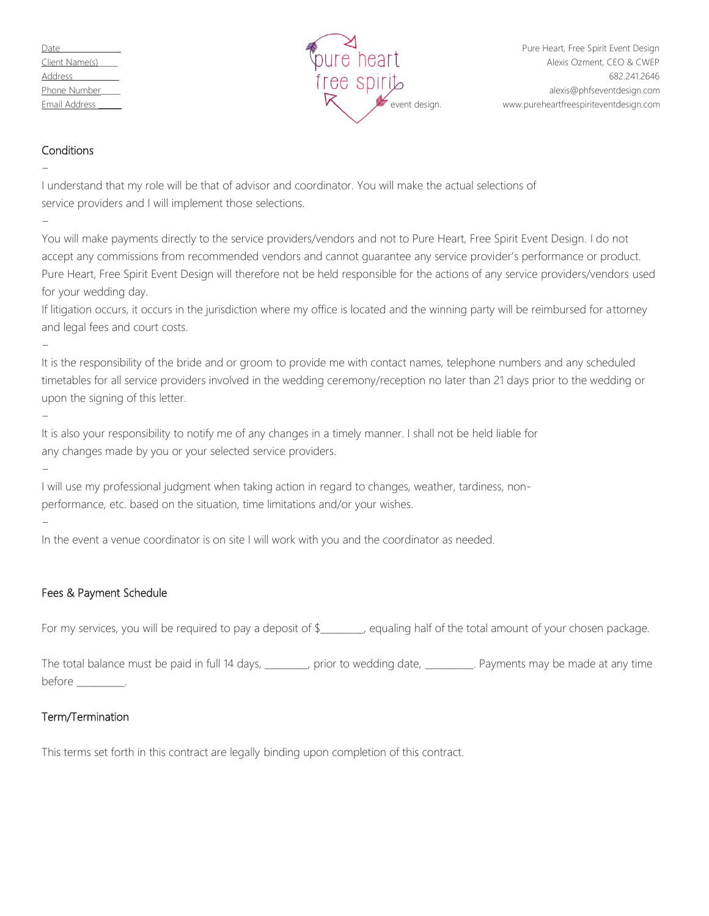Date \_\_\_\_\_\_\_\_\_\_\_\_
Client Name(s) \_\_\_\_
Address \_\_\_\_\_\_\_\_\_\_
Phone Number \_\_\_\_
Email Address \_\_\_\_\_

pure heart free spirit event design.

Pure Heart, Free Spirit Event Design
Alexis Ozment, CEO & CWEP
682.241.2646
alexis@phfseventdesign.com
www.pureheartfreespiriteventdesign.com

## Conditions

–

I understand that my role will be that of advisor and coordinator. You will make the actual selections of service providers and I will implement those selections.

–

You will make payments directly to the service providers/vendors and not to Pure Heart, Free Spirit Event Design. I do not accept any commissions from recommended vendors and cannot guarantee any service provider's performance or product. Pure Heart, Free Spirit Event Design will therefore not be held responsible for the actions of any service providers/vendors used for your wedding day.

If litigation occurs, it occurs in the jurisdiction where my office is located and the winning party will be reimbursed for attorney and legal fees and court costs.

–

It is the responsibility of the bride and or groom to provide me with contact names, telephone numbers and any scheduled timetables for all service providers involved in the wedding ceremony/reception no later than 21 days prior to the wedding or upon the signing of this letter.

–

It is also your responsibility to notify me of any changes in a timely manner. I shall not be held liable for any changes made by you or your selected service providers.

–

I will use my professional judgment when taking action in regard to changes, weather, tardiness, non-performance, etc. based on the situation, time limitations and/or your wishes.

–

In the event a venue coordinator is on site I will work with you and the coordinator as needed.

## Fees & Payment Schedule

For my services, you will be required to pay a deposit of $\_\_\_\_\_\_\_\_, equaling half of the total amount of your chosen package.

The total balance must be paid in full 14 days, \_\_\_\_\_\_\_\_, prior to wedding date, \_\_\_\_\_\_\_\_\_. Payments may be made at any time before \_\_\_\_\_\_\_\_\_.

## Term/Termination

This terms set forth in this contract are legally binding upon completion of this contract.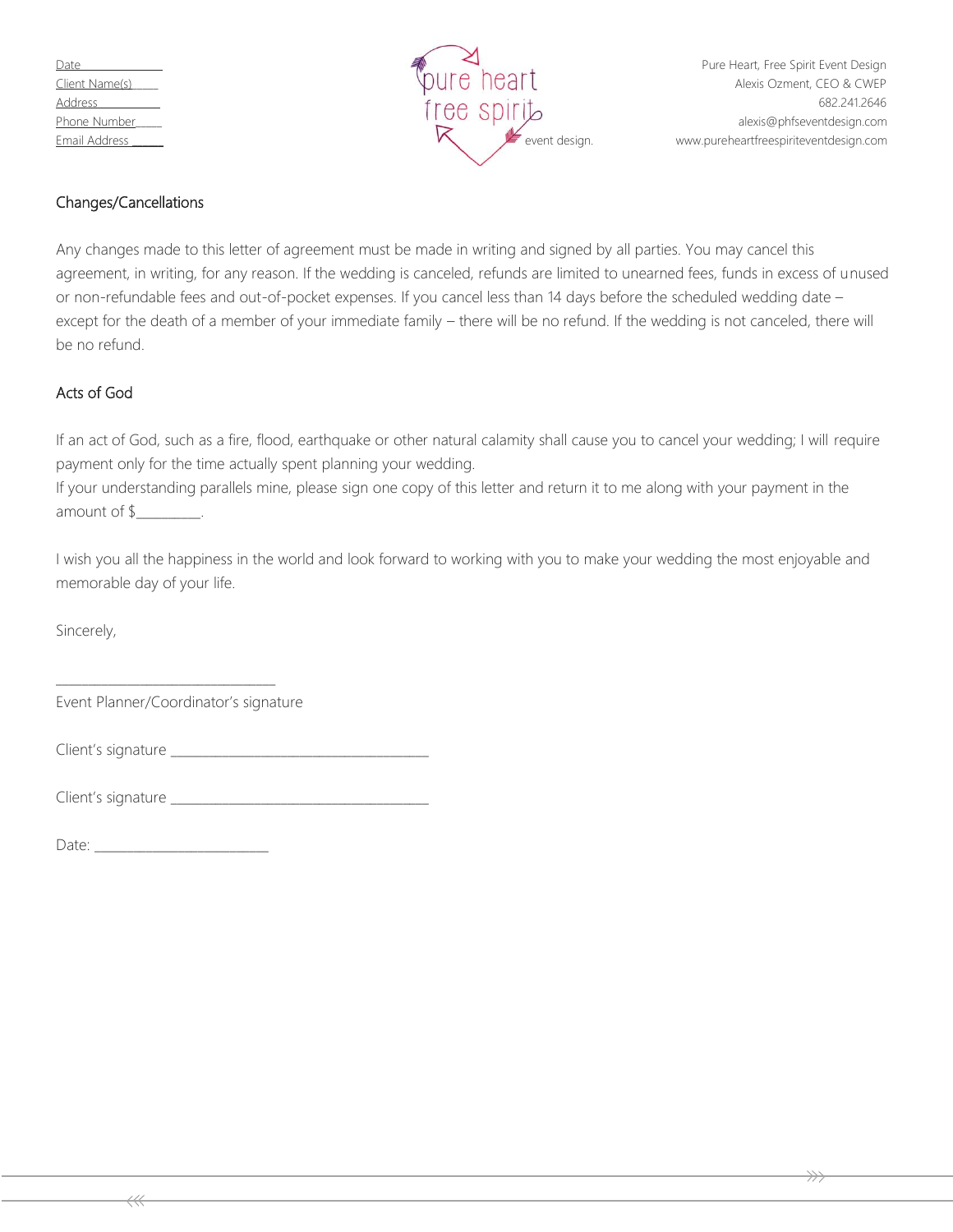Date ___________
Client Name(s) ____
Address ________
Phone Number____
Email Address _____

pure heart free spirit event design.

Pure Heart, Free Spirit Event Design
Alexis Ozment, CEO & CWEP
682.241.2646
alexis@phfseventdesign.com
www.pureheartfreespiriteventdesign.com

## Changes/Cancellations

Any changes made to this letter of agreement must be made in writing and signed by all parties. You may cancel this agreement, in writing, for any reason. If the wedding is canceled, refunds are limited to unearned fees, funds in excess of unused or non-refundable fees and out-of-pocket expenses. If you cancel less than 14 days before the scheduled wedding date – except for the death of a member of your immediate family – there will be no refund. If the wedding is not canceled, there will be no refund.

## Acts of God

If an act of God, such as a fire, flood, earthquake or other natural calamity shall cause you to cancel your wedding; I will require payment only for the time actually spent planning your wedding.
If your understanding parallels mine, please sign one copy of this letter and return it to me along with your payment in the amount of $_________.

I wish you all the happiness in the world and look forward to working with you to make your wedding the most enjoyable and memorable day of your life.

Sincerely,

______________________________
Event Planner/Coordinator's signature

Client's signature ___________________________________

Client's signature ___________________________________

Date: ________________________